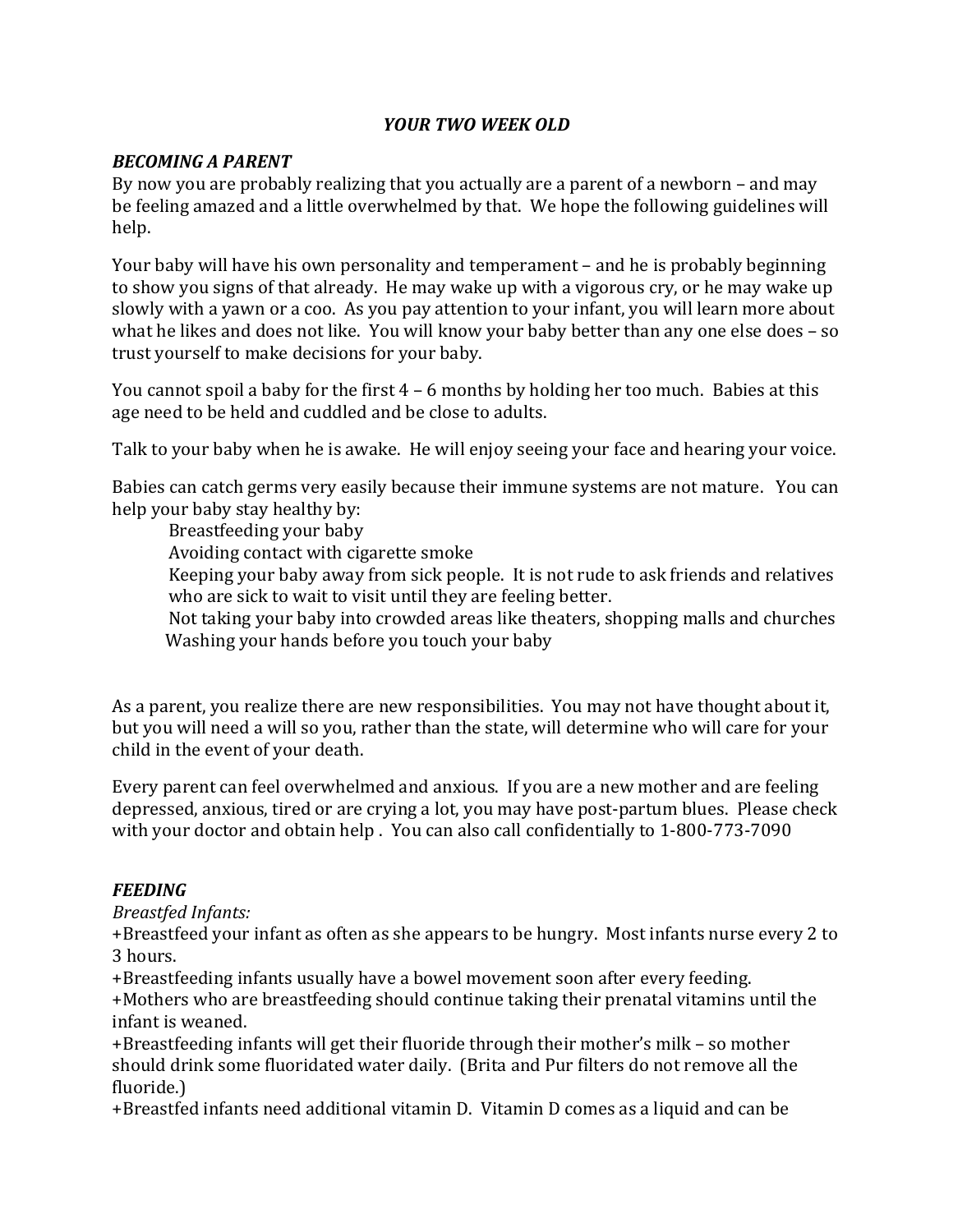# *YOUR TWO WEEK OLD*

## *BECOMING A PARENT*

By now you are probably realizing that you actually are a parent of a newborn – and may be feeling amazed and a little overwhelmed by that. We hope the following guidelines will help.

Your baby will have his own personality and temperament – and he is probably beginning to show you signs of that already. He may wake up with a vigorous cry, or he may wake up slowly with a yawn or a coo. As you pay attention to your infant, you will learn more about what he likes and does not like. You will know your baby better than any one else does – so trust yourself to make decisions for your baby.

You cannot spoil a baby for the first 4 – 6 months by holding her too much. Babies at this age need to be held and cuddled and be close to adults.

Talk to your baby when he is awake. He will enjoy seeing your face and hearing your voice.

Babies can catch germs very easily because their immune systems are not mature. You can help your baby stay healthy by:

- Breastfeeding your baby
- Avoiding contact with cigarette smoke
- Keeping your baby away from sick people. It is not rude to ask friends and relatives who are sick to wait to visit until they are feeling better.
- Not taking your baby into crowded areas like theaters, shopping malls and churches
- Washing your hands before you touch your baby

As a parent, you realize there are new responsibilities. You may not have thought about it, but you will need a will so you, rather than the state, will determine who will care for your child in the event of your death.

Every parent can feel overwhelmed and anxious. If you are a new mother and are feeling depressed, anxious, tired or are crying a lot, you may have post-partum blues. Please check with your doctor and obtain help . You can also call confidentially to 1-800-773-7090

## *FEEDING*

*Breastfed Infants:*

+Breastfeed your infant as often as she appears to be hungry. Most infants nurse every 2 to 3 hours.
+Breastfeeding infants usually have a bowel movement soon after every feeding.
+Mothers who are breastfeeding should continue taking their prenatal vitamins until the infant is weaned.
+Breastfeeding infants will get their fluoride through their mother's milk – so mother should drink some fluoridated water daily. (Brita and Pur filters do not remove all the fluoride.)
+Breastfed infants need additional vitamin D. Vitamin D comes as a liquid and can be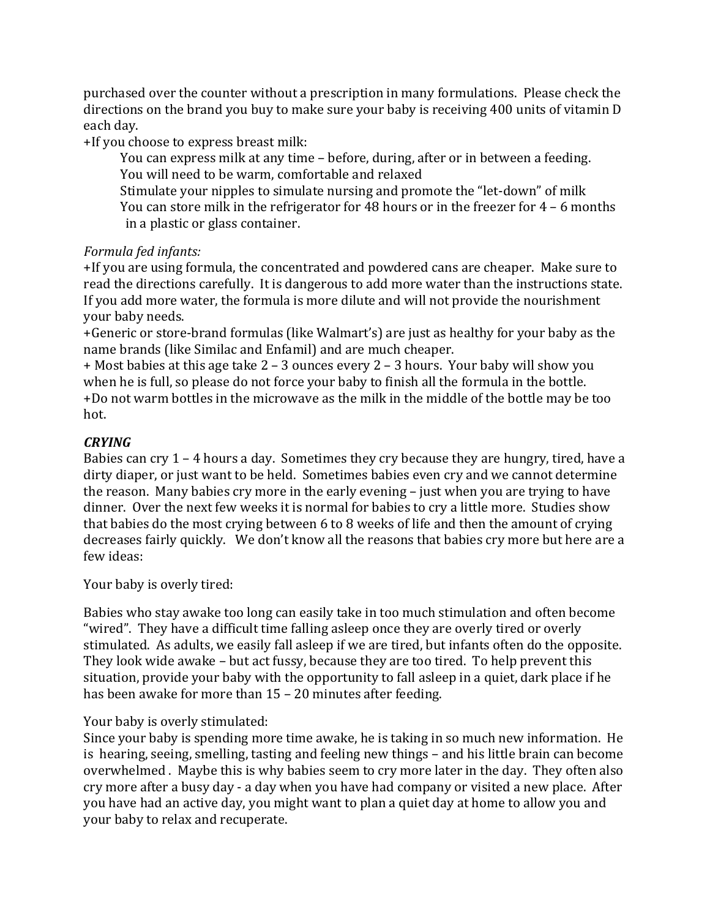purchased over the counter without a prescription in many formulations. Please check the directions on the brand you buy to make sure your baby is receiving 400 units of vitamin D each day.

+If you choose to express breast milk:

- You can express milk at any time – before, during, after or in between a feeding.
- You will need to be warm, comfortable and relaxed
- Stimulate your nipples to simulate nursing and promote the "let-down" of milk
- You can store milk in the refrigerator for 48 hours or in the freezer for 4 – 6 months in a plastic or glass container.

*Formula fed infants:*

+If you are using formula, the concentrated and powdered cans are cheaper. Make sure to read the directions carefully. It is dangerous to add more water than the instructions state. If you add more water, the formula is more dilute and will not provide the nourishment your baby needs.

+Generic or store-brand formulas (like Walmart's) are just as healthy for your baby as the name brands (like Similac and Enfamil) and are much cheaper.

+ Most babies at this age take 2 – 3 ounces every 2 – 3 hours. Your baby will show you when he is full, so please do not force your baby to finish all the formula in the bottle.

+Do not warm bottles in the microwave as the milk in the middle of the bottle may be too hot.

## *CRYING*

Babies can cry 1 – 4 hours a day. Sometimes they cry because they are hungry, tired, have a dirty diaper, or just want to be held. Sometimes babies even cry and we cannot determine the reason. Many babies cry more in the early evening – just when you are trying to have dinner. Over the next few weeks it is normal for babies to cry a little more. Studies show that babies do the most crying between 6 to 8 weeks of life and then the amount of crying decreases fairly quickly. We don't know all the reasons that babies cry more but here are a few ideas:

Your baby is overly tired:

Babies who stay awake too long can easily take in too much stimulation and often become "wired". They have a difficult time falling asleep once they are overly tired or overly stimulated. As adults, we easily fall asleep if we are tired, but infants often do the opposite. They look wide awake – but act fussy, because they are too tired. To help prevent this situation, provide your baby with the opportunity to fall asleep in a quiet, dark place if he has been awake for more than 15 – 20 minutes after feeding.

Your baby is overly stimulated:

Since your baby is spending more time awake, he is taking in so much new information. He is hearing, seeing, smelling, tasting and feeling new things – and his little brain can become overwhelmed . Maybe this is why babies seem to cry more later in the day. They often also cry more after a busy day - a day when you have had company or visited a new place. After you have had an active day, you might want to plan a quiet day at home to allow you and your baby to relax and recuperate.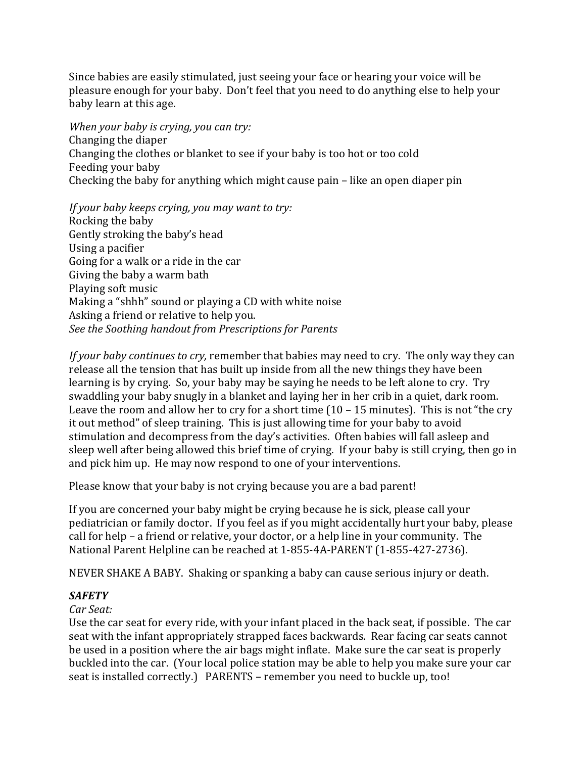Since babies are easily stimulated, just seeing your face or hearing your voice will be pleasure enough for your baby. Don't feel that you need to do anything else to help your baby learn at this age.

*When your baby is crying, you can try:*
Changing the diaper
Changing the clothes or blanket to see if your baby is too hot or too cold
Feeding your baby
Checking the baby for anything which might cause pain – like an open diaper pin

*If your baby keeps crying, you may want to try:*
Rocking the baby
Gently stroking the baby's head
Using a pacifier
Going for a walk or a ride in the car
Giving the baby a warm bath
Playing soft music
Making a "shhh" sound or playing a CD with white noise
Asking a friend or relative to help you.
*See the Soothing handout from Prescriptions for Parents*

*If your baby continues to cry,* remember that babies may need to cry. The only way they can release all the tension that has built up inside from all the new things they have been learning is by crying. So, your baby may be saying he needs to be left alone to cry. Try swaddling your baby snugly in a blanket and laying her in her crib in a quiet, dark room. Leave the room and allow her to cry for a short time (10 – 15 minutes). This is not "the cry it out method" of sleep training. This is just allowing time for your baby to avoid stimulation and decompress from the day's activities. Often babies will fall asleep and sleep well after being allowed this brief time of crying. If your baby is still crying, then go in and pick him up. He may now respond to one of your interventions.

Please know that your baby is not crying because you are a bad parent!

If you are concerned your baby might be crying because he is sick, please call your pediatrician or family doctor. If you feel as if you might accidentally hurt your baby, please call for help – a friend or relative, your doctor, or a help line in your community. The National Parent Helpline can be reached at 1-855-4A-PARENT (1-855-427-2736).

NEVER SHAKE A BABY. Shaking or spanking a baby can cause serious injury or death.

***SAFETY***

*Car Seat:*
Use the car seat for every ride, with your infant placed in the back seat, if possible. The car seat with the infant appropriately strapped faces backwards. Rear facing car seats cannot be used in a position where the air bags might inflate. Make sure the car seat is properly buckled into the car. (Your local police station may be able to help you make sure your car seat is installed correctly.) PARENTS – remember you need to buckle up, too!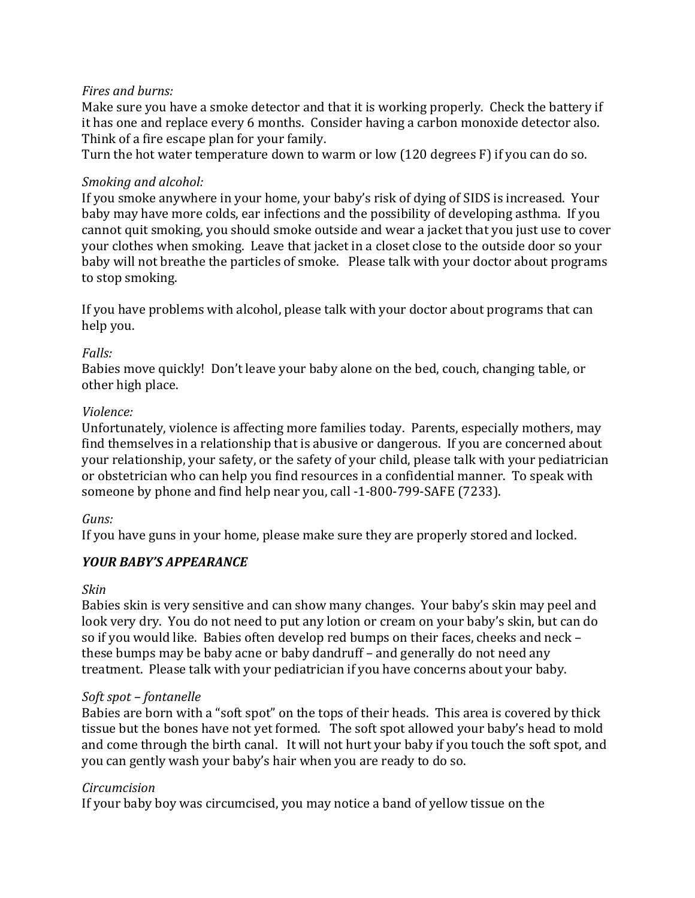*Fires and burns:*
Make sure you have a smoke detector and that it is working properly. Check the battery if it has one and replace every 6 months. Consider having a carbon monoxide detector also. Think of a fire escape plan for your family.
Turn the hot water temperature down to warm or low (120 degrees F) if you can do so.

*Smoking and alcohol:*
If you smoke anywhere in your home, your baby's risk of dying of SIDS is increased. Your baby may have more colds, ear infections and the possibility of developing asthma. If you cannot quit smoking, you should smoke outside and wear a jacket that you just use to cover your clothes when smoking. Leave that jacket in a closet close to the outside door so your baby will not breathe the particles of smoke. Please talk with your doctor about programs to stop smoking.

If you have problems with alcohol, please talk with your doctor about programs that can help you.

*Falls:*
Babies move quickly! Don't leave your baby alone on the bed, couch, changing table, or other high place.

*Violence:*
Unfortunately, violence is affecting more families today. Parents, especially mothers, may find themselves in a relationship that is abusive or dangerous. If you are concerned about your relationship, your safety, or the safety of your child, please talk with your pediatrician or obstetrician who can help you find resources in a confidential manner. To speak with someone by phone and find help near you, call -1-800-799-SAFE (7233).

*Guns:*
If you have guns in your home, please make sure they are properly stored and locked.

## ***YOUR BABY'S APPEARANCE***

*Skin*
Babies skin is very sensitive and can show many changes. Your baby's skin may peel and look very dry. You do not need to put any lotion or cream on your baby's skin, but can do so if you would like. Babies often develop red bumps on their faces, cheeks and neck – these bumps may be baby acne or baby dandruff – and generally do not need any treatment. Please talk with your pediatrician if you have concerns about your baby.

*Soft spot – fontanelle*
Babies are born with a "soft spot" on the tops of their heads. This area is covered by thick tissue but the bones have not yet formed. The soft spot allowed your baby's head to mold and come through the birth canal. It will not hurt your baby if you touch the soft spot, and you can gently wash your baby's hair when you are ready to do so.

*Circumcision*
If your baby boy was circumcised, you may notice a band of yellow tissue on the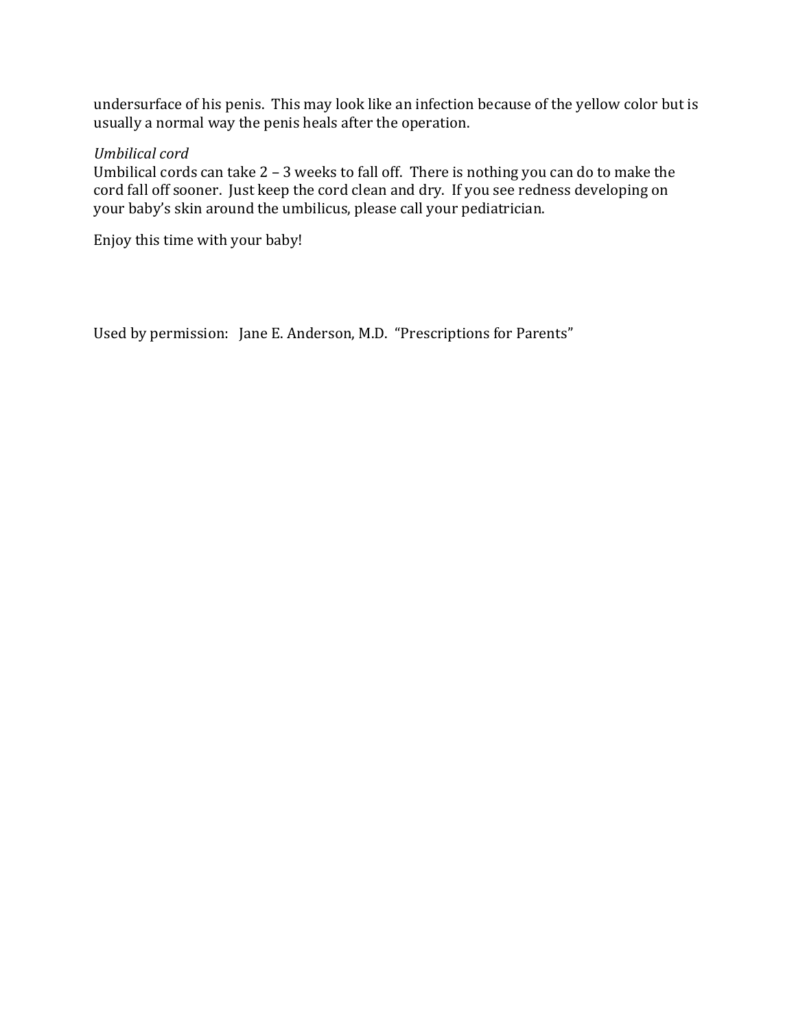undersurface of his penis. This may look like an infection because of the yellow color but is usually a normal way the penis heals after the operation.

*Umbilical cord*
Umbilical cords can take 2 – 3 weeks to fall off. There is nothing you can do to make the cord fall off sooner. Just keep the cord clean and dry. If you see redness developing on your baby's skin around the umbilicus, please call your pediatrician.

Enjoy this time with your baby!

Used by permission: Jane E. Anderson, M.D. "Prescriptions for Parents"